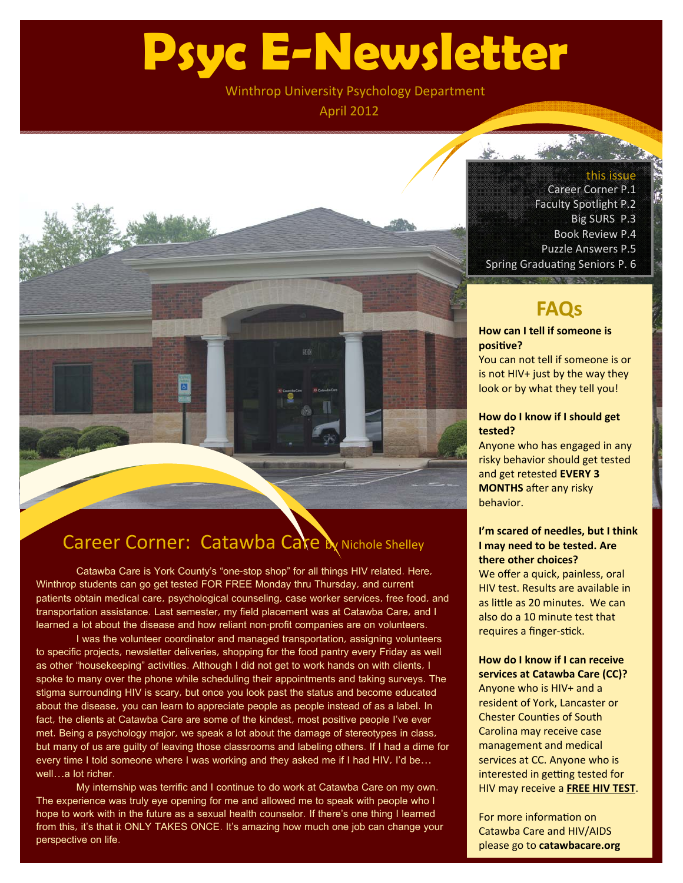# Psyc E-Newsletter

Winthrop University Psychology Department

April 2012

**this issue**

Career Corner P.1
Faculty Spotlight P.2
Big SURS P.3
Book Review P.4
Puzzle Answers P.5
Spring Graduating Seniors P. 6

## Career Corner: Catawba Care by Nichole Shelley

Catawba Care is York County's "one-stop shop" for all things HIV related. Here, Winthrop students can go get tested FOR FREE Monday thru Thursday, and current patients obtain medical care, psychological counseling, case worker services, free food, and transportation assistance. Last semester, my field placement was at Catawba Care, and I learned a lot about the disease and how reliant non-profit companies are on volunteers.

I was the volunteer coordinator and managed transportation, assigning volunteers to specific projects, newsletter deliveries, shopping for the food pantry every Friday as well as other "housekeeping" activities. Although I did not get to work hands on with clients, I spoke to many over the phone while scheduling their appointments and taking surveys. The stigma surrounding HIV is scary, but once you look past the status and become educated about the disease, you can learn to appreciate people as people instead of as a label. In fact, the clients at Catawba Care are some of the kindest, most positive people I've ever met. Being a psychology major, we speak a lot about the damage of stereotypes in class, but many of us are guilty of leaving those classrooms and labeling others. If I had a dime for every time I told someone where I was working and they asked me if I had HIV, I'd be…well…a lot richer.

My internship was terrific and I continue to do work at Catawba Care on my own. The experience was truly eye opening for me and allowed me to speak with people who I hope to work with in the future as a sexual health counselor. If there's one thing I learned from this, it's that it ONLY TAKES ONCE. It's amazing how much one job can change your perspective on life.

## FAQs

**How can I tell if someone is positive?**
You can not tell if someone is or is not HIV+ just by the way they look or by what they tell you!

**How do I know if I should get tested?**
Anyone who has engaged in any risky behavior should get tested and get retested **EVERY 3 MONTHS** after any risky behavior.

**I'm scared of needles, but I think I may need to be tested. Are there other choices?**
We offer a quick, painless, oral HIV test. Results are available in as little as 20 minutes. We can also do a 10 minute test that requires a finger-stick.

**How do I know if I can receive services at Catawba Care (CC)?**
Anyone who is HIV+ and a resident of York, Lancaster or Chester Counties of South Carolina may receive case management and medical services at CC. Anyone who is interested in getting tested for HIV may receive a **FREE HIV TEST**.

For more information on Catawba Care and HIV/AIDS please go to **catawbacare.org**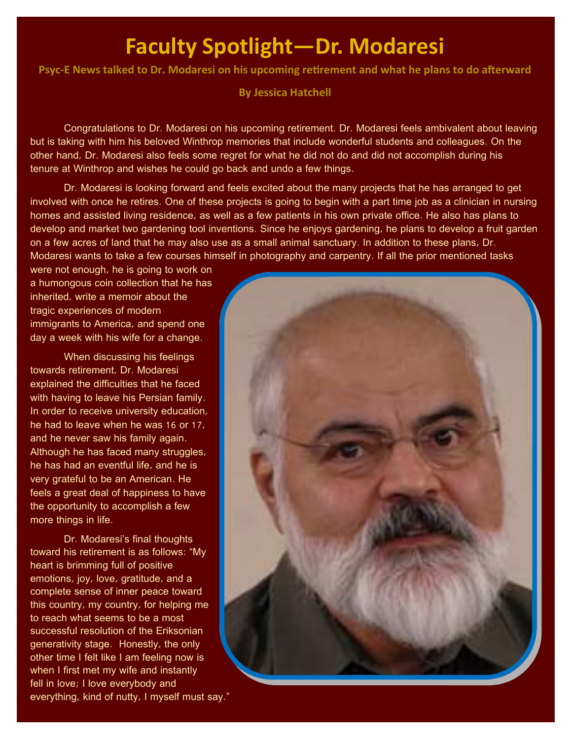# Faculty Spotlight—Dr. Modaresi

**Psyc-E News talked to Dr. Modaresi on his upcoming retirement and what he plans to do afterward**

**By Jessica Hatchell**

Congratulations to Dr. Modaresi on his upcoming retirement. Dr. Modaresi feels ambivalent about leaving but is taking with him his beloved Winthrop memories that include wonderful students and colleagues. On the other hand, Dr. Modaresi also feels some regret for what he did not do and did not accomplish during his tenure at Winthrop and wishes he could go back and undo a few things.

Dr. Modaresi is looking forward and feels excited about the many projects that he has arranged to get involved with once he retires. One of these projects is going to begin with a part time job as a clinician in nursing homes and assisted living residence, as well as a few patients in his own private office. He also has plans to develop and market two gardening tool inventions. Since he enjoys gardening, he plans to develop a fruit garden on a few acres of land that he may also use as a small animal sanctuary. In addition to these plans, Dr. Modaresi wants to take a few courses himself in photography and carpentry. If all the prior mentioned tasks were not enough, he is going to work on a humongous coin collection that he has inherited, write a memoir about the tragic experiences of modern immigrants to America, and spend one day a week with his wife for a change.

When discussing his feelings towards retirement, Dr. Modaresi explained the difficulties that he faced with having to leave his Persian family. In order to receive university education, he had to leave when he was 16 or 17, and he never saw his family again. Although he has faced many struggles, he has had an eventful life, and he is very grateful to be an American. He feels a great deal of happiness to have the opportunity to accomplish a few more things in life.

Dr. Modaresi's final thoughts toward his retirement is as follows: "My heart is brimming full of positive emotions, joy, love, gratitude, and a complete sense of inner peace toward this country, my country, for helping me to reach what seems to be a most successful resolution of the Eriksonian generativity stage. Honestly, the only other time I felt like I am feeling now is when I first met my wife and instantly fell in love; I love everybody and everything, kind of nutty, I myself must say."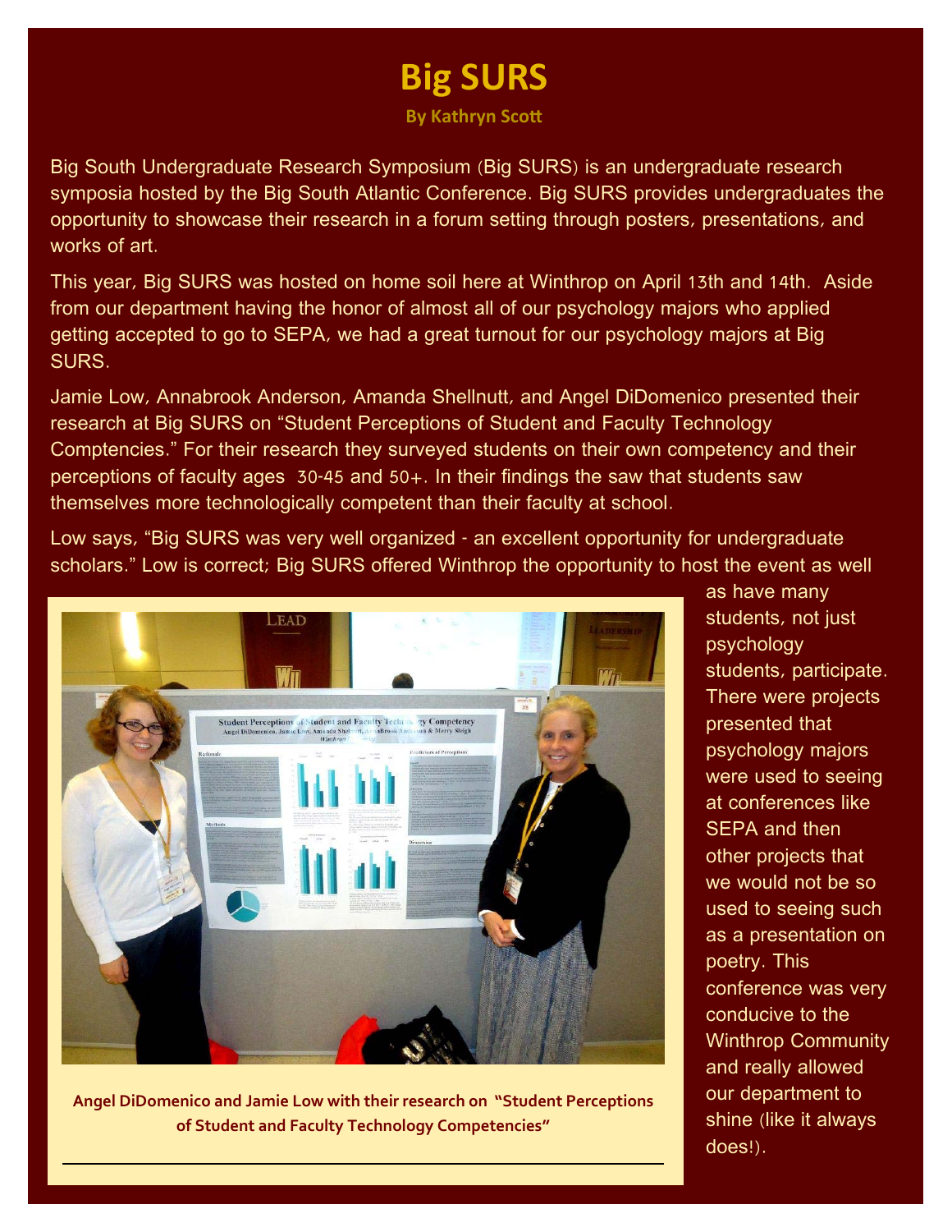# Big SURS

**By Kathryn Scott**

Big South Undergraduate Research Symposium (Big SURS) is an undergraduate research symposia hosted by the Big South Atlantic Conference. Big SURS provides undergraduates the opportunity to showcase their research in a forum setting through posters, presentations, and works of art.

This year, Big SURS was hosted on home soil here at Winthrop on April 13th and 14th. Aside from our department having the honor of almost all of our psychology majors who applied getting accepted to go to SEPA, we had a great turnout for our psychology majors at Big SURS.

Jamie Low, Annabrook Anderson, Amanda Shellnutt, and Angel DiDomenico presented their research at Big SURS on "Student Perceptions of Student and Faculty Technology Comptencies." For their research they surveyed students on their own competency and their perceptions of faculty ages 30-45 and 50+. In their findings the saw that students saw themselves more technologically competent than their faculty at school.

Low says, "Big SURS was very well organized - an excellent opportunity for undergraduate scholars." Low is correct; Big SURS offered Winthrop the opportunity to host the event as well as have many students, not just psychology students, participate. There were projects presented that psychology majors were used to seeing at conferences like SEPA and then other projects that we would not be so used to seeing such as a presentation on poetry. This conference was very conducive to the Winthrop Community and really allowed our department to shine (like it always does!).

**Angel DiDomenico and Jamie Low with their research on "Student Perceptions of Student and Faculty Technology Competencies"**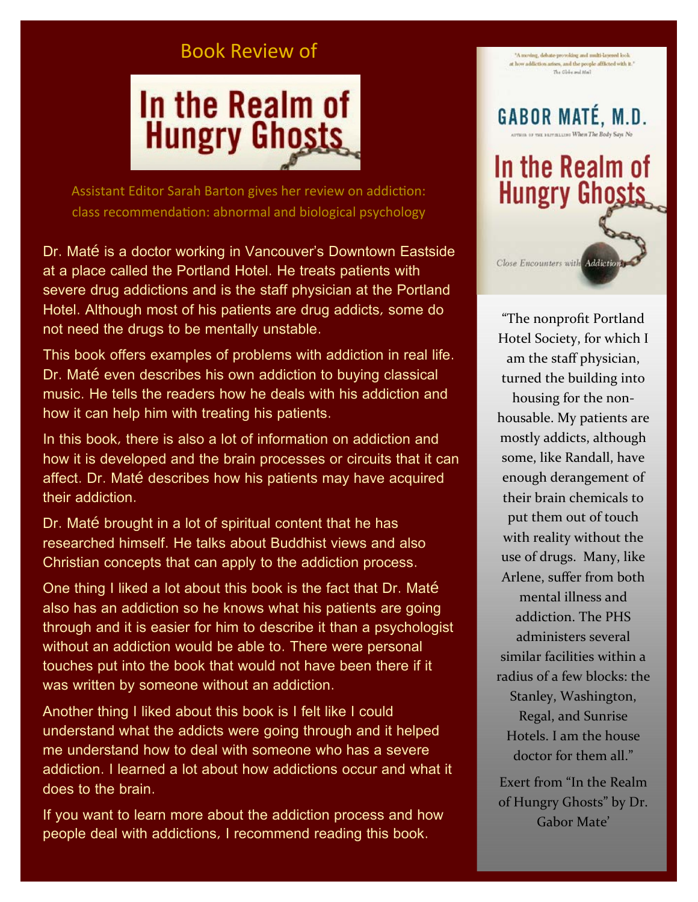# Book Review of

# In the Realm of Hungry Ghosts

Assistant Editor Sarah Barton gives her review on addiction: class recommendation: abnormal and biological psychology

Dr. Maté is a doctor working in Vancouver's Downtown Eastside at a place called the Portland Hotel. He treats patients with severe drug addictions and is the staff physician at the Portland Hotel. Although most of his patients are drug addicts, some do not need the drugs to be mentally unstable.

This book offers examples of problems with addiction in real life. Dr. Maté even describes his own addiction to buying classical music. He tells the readers how he deals with his addiction and how it can help him with treating his patients.

In this book, there is also a lot of information on addiction and how it is developed and the brain processes or circuits that it can affect. Dr. Maté describes how his patients may have acquired their addiction.

Dr. Maté brought in a lot of spiritual content that he has researched himself. He talks about Buddhist views and also Christian concepts that can apply to the addiction process.

One thing I liked a lot about this book is the fact that Dr. Maté also has an addiction so he knows what his patients are going through and it is easier for him to describe it than a psychologist without an addiction would be able to. There were personal touches put into the book that would not have been there if it was written by someone without an addiction.

Another thing I liked about this book is I felt like I could understand what the addicts were going through and it helped me understand how to deal with someone who has a severe addiction. I learned a lot about how addictions occur and what it does to the brain.

If you want to learn more about the addiction process and how people deal with addictions, I recommend reading this book.

"A moving, debate-provoking and multi-layered look at how addiction arises, and the people afflicted with it." *The Globe and Mail*

GABOR MATÉ, M.D.

Author of the bestselling *When The Body Says No*

In the Realm of Hungry Ghosts

*Close Encounters with Addiction*

"The nonprofit Portland Hotel Society, for which I am the staff physician, turned the building into housing for the non-housable. My patients are mostly addicts, although some, like Randall, have enough derangement of their brain chemicals to put them out of touch with reality without the use of drugs. Many, like Arlene, suffer from both mental illness and addiction. The PHS administers several similar facilities within a radius of a few blocks: the Stanley, Washington, Regal, and Sunrise Hotels. I am the house doctor for them all."

Exert from "In the Realm of Hungry Ghosts" by Dr. Gabor Mate'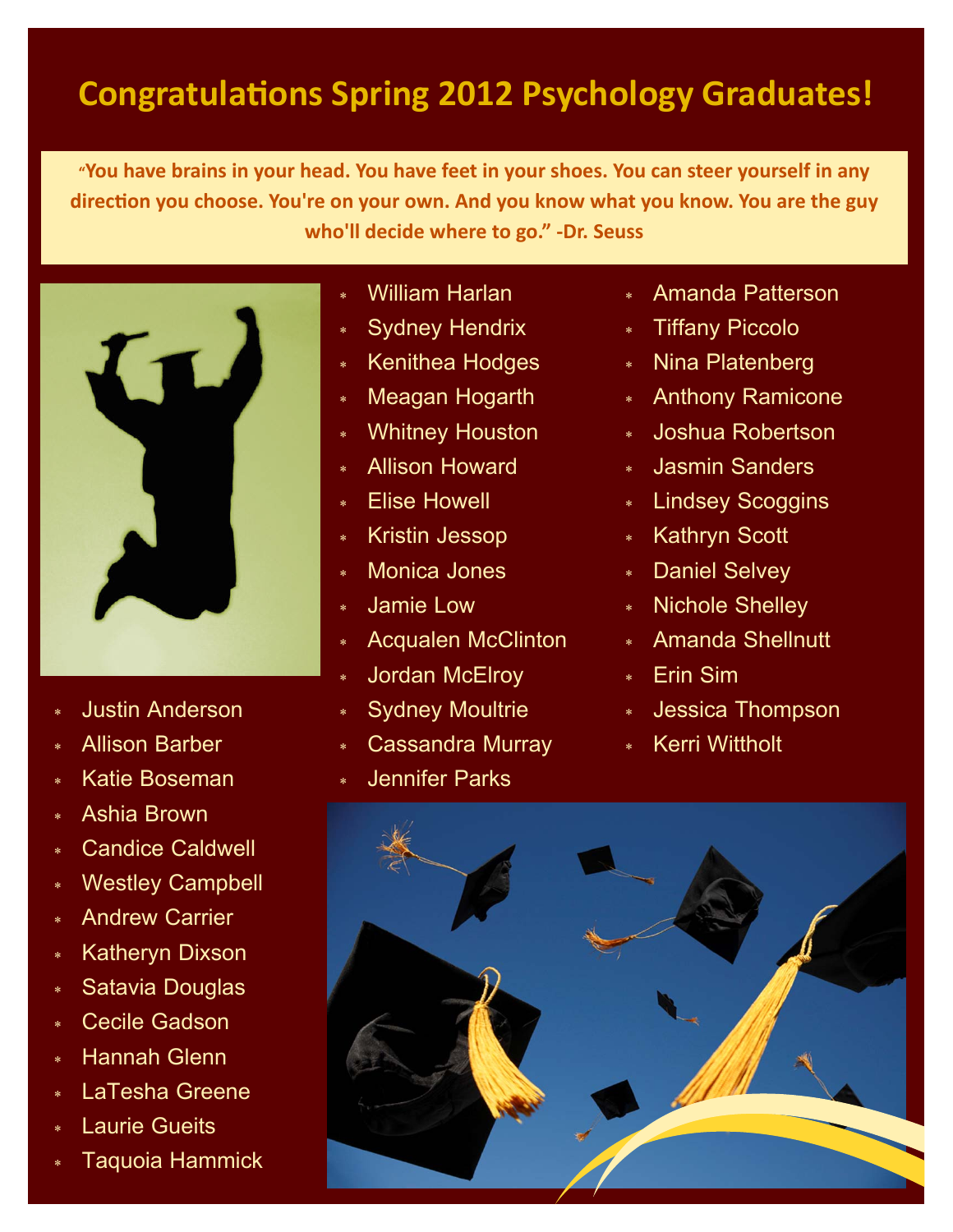# Congratulations Spring 2012 Psychology Graduates!

**"You have brains in your head. You have feet in your shoes. You can steer yourself in any direction you choose. You're on your own. And you know what you know. You are the guy who'll decide where to go." -Dr. Seuss**

- Justin Anderson
- Allison Barber
- Katie Boseman
- Ashia Brown
- Candice Caldwell
- Westley Campbell
- Andrew Carrier
- Katheryn Dixson
- Satavia Douglas
- Cecile Gadson
- Hannah Glenn
- LaTesha Greene
- Laurie Gueits
- Taquoia Hammick
- William Harlan
- Sydney Hendrix
- Kenithea Hodges
- Meagan Hogarth
- Whitney Houston
- Allison Howard
- Elise Howell
- Kristin Jessop
- Monica Jones
- Jamie Low
- Acqualen McClinton
- Jordan McElroy
- Sydney Moultrie
- Cassandra Murray
- Jennifer Parks
- Amanda Patterson
- Tiffany Piccolo
- Nina Platenberg
- Anthony Ramicone
- Joshua Robertson
- Jasmin Sanders
- Lindsey Scoggins
- Kathryn Scott
- Daniel Selvey
- Nichole Shelley
- Amanda Shellnutt
- Erin Sim
- Jessica Thompson
- Kerri Wittholt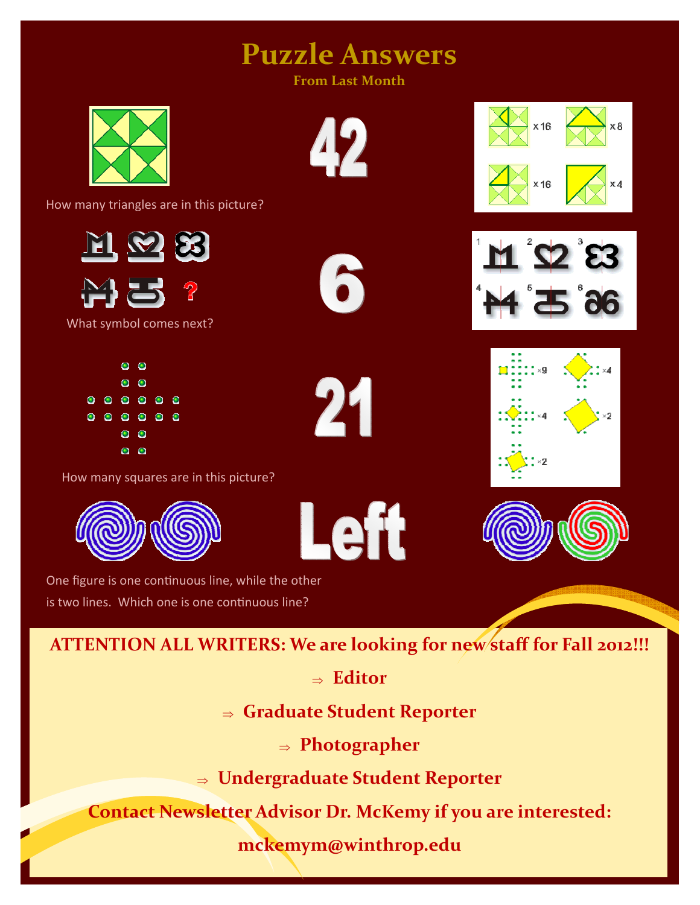# Puzzle Answers

### From Last Month

How many triangles are in this picture?

42

x16 x8 x16 x4

What symbol comes next?

6

How many squares are in this picture?

21

×9 ×4 ×4 ×2 ×2

One figure is one continuous line, while the other is two lines. Which one is one continuous line?

Left

**ATTENTION ALL WRITERS: We are looking for new staff for Fall 2012!!!**

- ⇒ **Editor**
- ⇒ **Graduate Student Reporter**
- ⇒ **Photographer**
- ⇒ **Undergraduate Student Reporter**

**Contact Newsletter Advisor Dr. McKemy if you are interested:**

**mckemym@winthrop.edu**